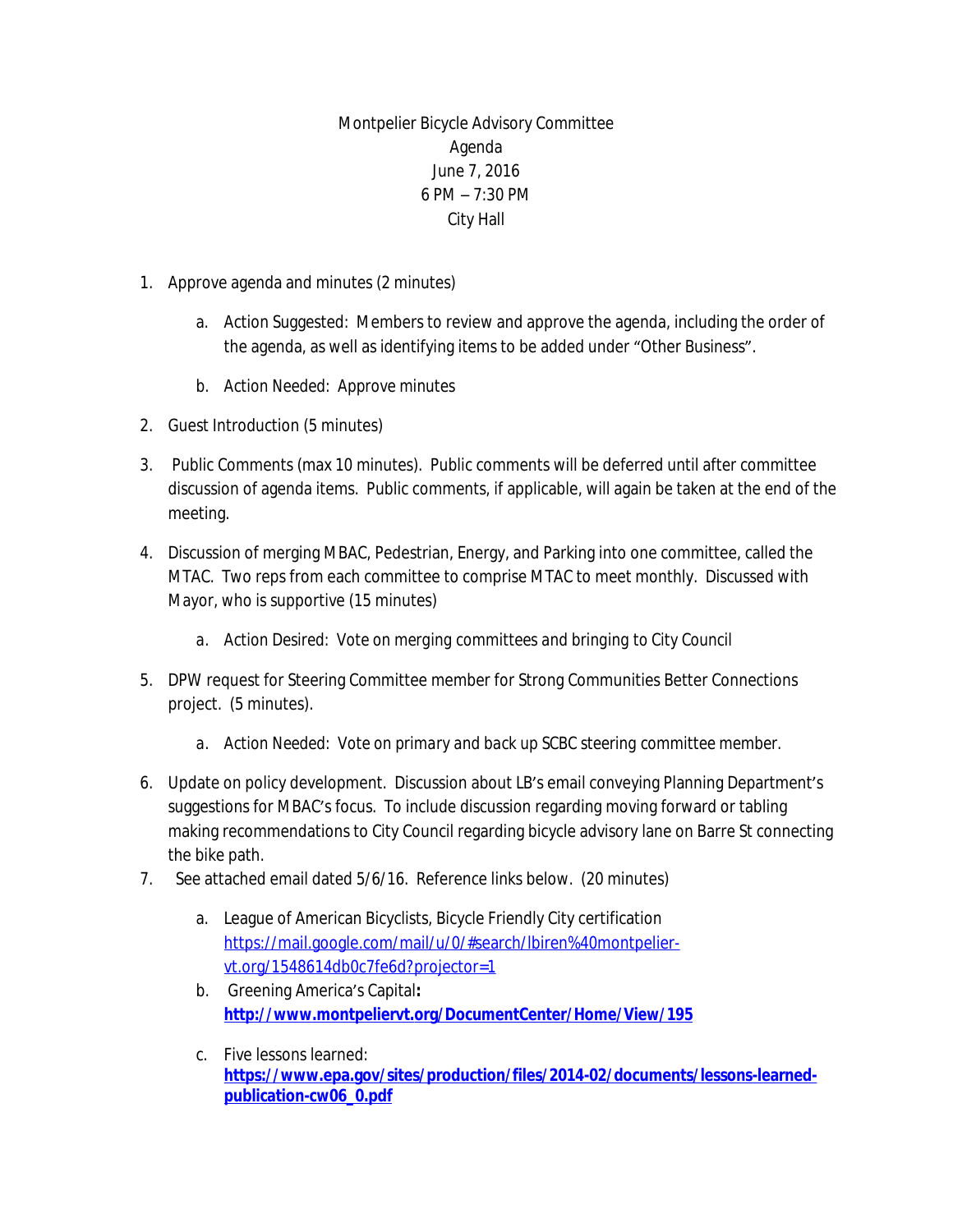Montpelier Bicycle Advisory Committee
Agenda
June 7, 2016
6 PM – 7:30 PM
City Hall

1. Approve agenda and minutes (2 minutes)

   a. Action Suggested: Members to review and approve the agenda, including the order of the agenda, as well as identifying items to be added under "Other Business".

   b. Action Needed: Approve minutes

2. Guest Introduction (5 minutes)

3. Public Comments (max 10 minutes). Public comments will be deferred until after committee discussion of agenda items. Public comments, if applicable, will again be taken at the end of the meeting.

4. Discussion of merging MBAC, Pedestrian, Energy, and Parking into one committee, called the MTAC. Two reps from each committee to comprise MTAC to meet monthly. Discussed with Mayor, who is supportive (15 minutes)

   a. Action Desired: Vote on merging committees and bringing to City Council

5. DPW request for Steering Committee member for Strong Communities Better Connections project. (5 minutes).

   a. Action Needed: Vote on primary and back up SCBC steering committee member.

6. Update on policy development. Discussion about LB's email conveying Planning Department's suggestions for MBAC's focus. To include discussion regarding moving forward or tabling making recommendations to City Council regarding bicycle advisory lane on Barre St connecting the bike path.

7. See attached email dated 5/6/16. Reference links below. (20 minutes)

   a. League of American Bicyclists, Bicycle Friendly City certification
      https://mail.google.com/mail/u/0/#search/lbiren%40montpelier-vt.org/1548614db0c7fe6d?projector=1

   b. Greening America's Capital**:**
      **http://www.montpeliervt.org/DocumentCenter/Home/View/195**

   c. Five lessons learned:
      **https://www.epa.gov/sites/production/files/2014-02/documents/lessons-learned-publication-cw06_0.pdf**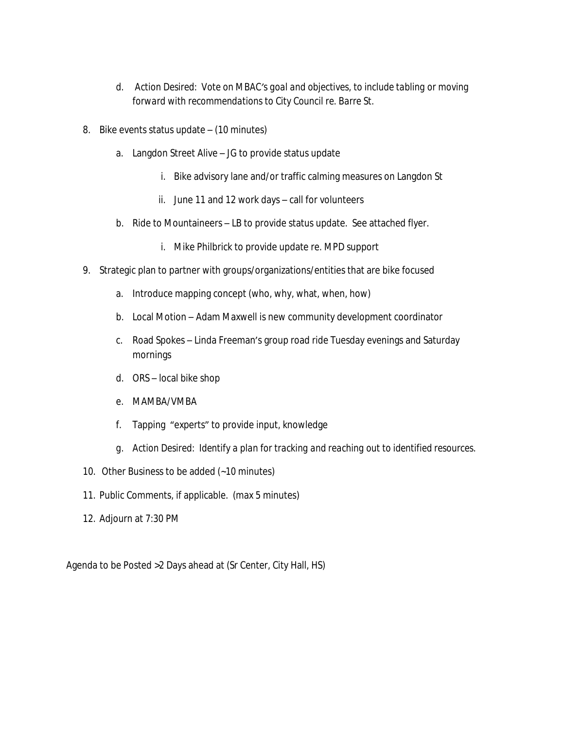d. Action Desired: *Vote on MBAC's goal and objectives, to include tabling or moving forward with recommendations to City Council re. Barre St.*

8. Bike events status update – (10 minutes)

    a. Langdon Street Alive – JG to provide status update

        i. Bike advisory lane and/or traffic calming measures on Langdon St

        ii. June 11 and 12 work days – call for volunteers

    b. Ride to Mountaineers – LB to provide status update. See attached flyer.

        i. Mike Philbrick to provide update re. MPD support

9. Strategic plan to partner with groups/organizations/entities that are bike focused

    a. Introduce mapping concept (who, why, what, when, how)

    b. Local Motion – Adam Maxwell is new community development coordinator

    c. Road Spokes – Linda Freeman's group road ride Tuesday evenings and Saturday mornings

    d. ORS – local bike shop

    e. MAMBA/VMBA

    f. Tapping "experts" to provide input, knowledge

    g. Action Desired: *Identify a plan for tracking and reaching out to identified resources.*

10. Other Business to be added (~10 minutes)

11. Public Comments, if applicable. (max 5 minutes)

12. Adjourn at 7:30 PM

Agenda to be Posted >2 Days ahead at (Sr Center, City Hall, HS)